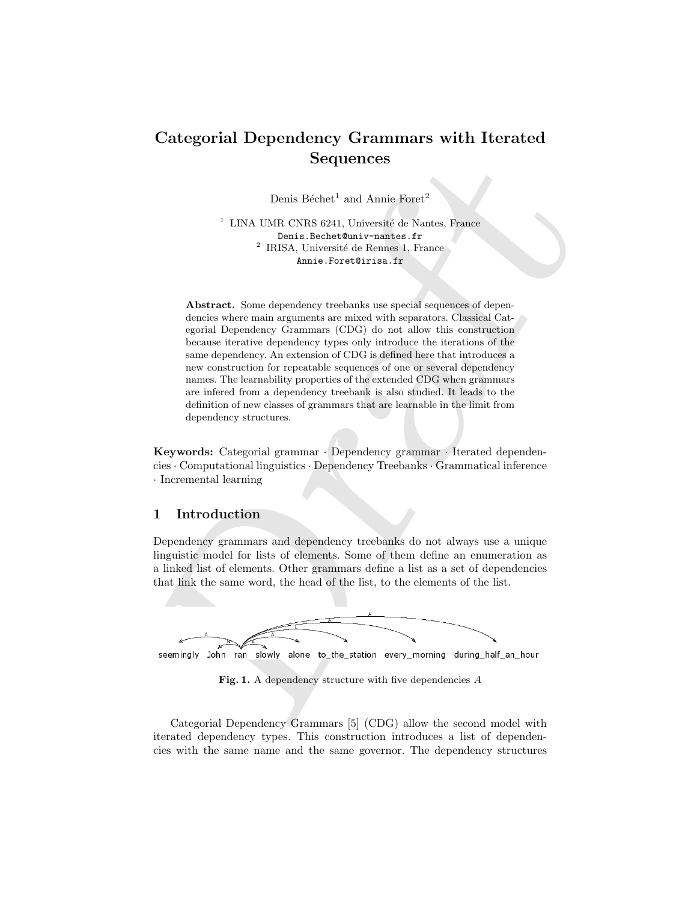# Categorial Dependency Grammars with Iterated Sequences

Denis Béchet[1] and Annie Foret[2]

[1] LINA UMR CNRS 6241, Université de Nantes, France
Denis.Bechet@univ-nantes.fr
[2] IRISA, Université de Rennes 1, France
Annie.Foret@irisa.fr

**Abstract.** Some dependency treebanks use special sequences of dependencies where main arguments are mixed with separators. Classical Categorial Dependency Grammars (CDG) do not allow this construction because iterative dependency types only introduce the iterations of the same dependency. An extension of CDG is defined here that introduces a new construction for repeatable sequences of one or several dependency names. The learnability properties of the extended CDG when grammars are infered from a dependency treebank is also studied. It leads to the definition of new classes of grammars that are learnable in the limit from dependency structures.

**Keywords:** Categorial grammar · Dependency grammar · Iterated dependencies · Computational linguistics · Dependency Treebanks · Grammatical inference · Incremental learning

## 1 Introduction

Dependency grammars and dependency treebanks do not always use a unique linguistic model for lists of elements. Some of them define an enumeration as a linked list of elements. Other grammars define a list as a set of dependencies that link the same word, the head of the list, to the elements of the list.

seemingly John ran slowly alone to_the_station every_morning during_half_an_hour

**Fig. 1.** A dependency structure with five dependencies $A$

Categorial Dependency Grammars [5] (CDG) allow the second model with iterated dependency types. This construction introduces a list of dependencies with the same name and the same governor. The dependency structures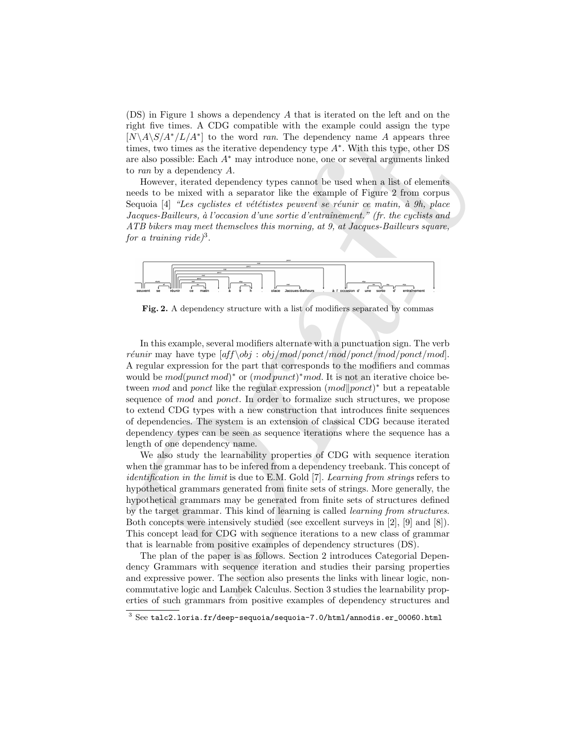(DS) in Figure 1 shows a dependency $A$ that is iterated on the left and on the right five times. A CDG compatible with the example could assign the type $[N\backslash A\backslash S/A^*/L/A^*]$ to the word *ran*. The dependency name $A$ appears three times, two times as the iterative dependency type $A^*$. With this type, other DS are also possible: Each $A^*$ may introduce none, one or several arguments linked to *ran* by a dependency $A$.

However, iterated dependency types cannot be used when a list of elements needs to be mixed with a separator like the example of Figure 2 from corpus Sequoia [4] *"Les cyclistes et vététistes peuvent se réunir ce matin, à 9h, place Jacques-Bailleurs, à l'occasion d'une sortie d'entraînement." (fr. the cyclists and ATB bikers may meet themselves this morning, at 9, at Jacques-Bailleurs square, for a training ride)*[3].

**Fig. 2.** A dependency structure with a list of modifiers separated by commas

In this example, several modifiers alternate with a punctuation sign. The verb *réunir* may have type $[aff\backslash obj : obj/mod/ponct/mod/ponct/mod/ponct/mod]$. A regular expression for the part that corresponds to the modifiers and commas would be $mod(punct\, mod)^*$ or $(mod\, punct)^*mod$. It is not an iterative choice between *mod* and *ponct* like the regular expression $(mod\|ponct)^*$ but a repeatable sequence of *mod* and *ponct*. In order to formalize such structures, we propose to extend CDG types with a new construction that introduces finite sequences of dependencies. The system is an extension of classical CDG because iterated dependency types can be seen as sequence iterations where the sequence has a length of one dependency name.

We also study the learnability properties of CDG with sequence iteration when the grammar has to be infered from a dependency treebank. This concept of *identification in the limit* is due to E.M. Gold [7]. *Learning from strings* refers to hypothetical grammars generated from finite sets of strings. More generally, the hypothetical grammars may be generated from finite sets of structures defined by the target grammar. This kind of learning is called *learning from structures*. Both concepts were intensively studied (see excellent surveys in [2], [9] and [8]). This concept lead for CDG with sequence iterations to a new class of grammar that is learnable from positive examples of dependency structures (DS).

The plan of the paper is as follows. Section 2 introduces Categorial Dependency Grammars with sequence iteration and studies their parsing properties and expressive power. The section also presents the links with linear logic, non-commutative logic and Lambek Calculus. Section 3 studies the learnability properties of such grammars from positive examples of dependency structures and

[3] See talc2.loria.fr/deep-sequoia/sequoia-7.0/html/annodis.er_00060.html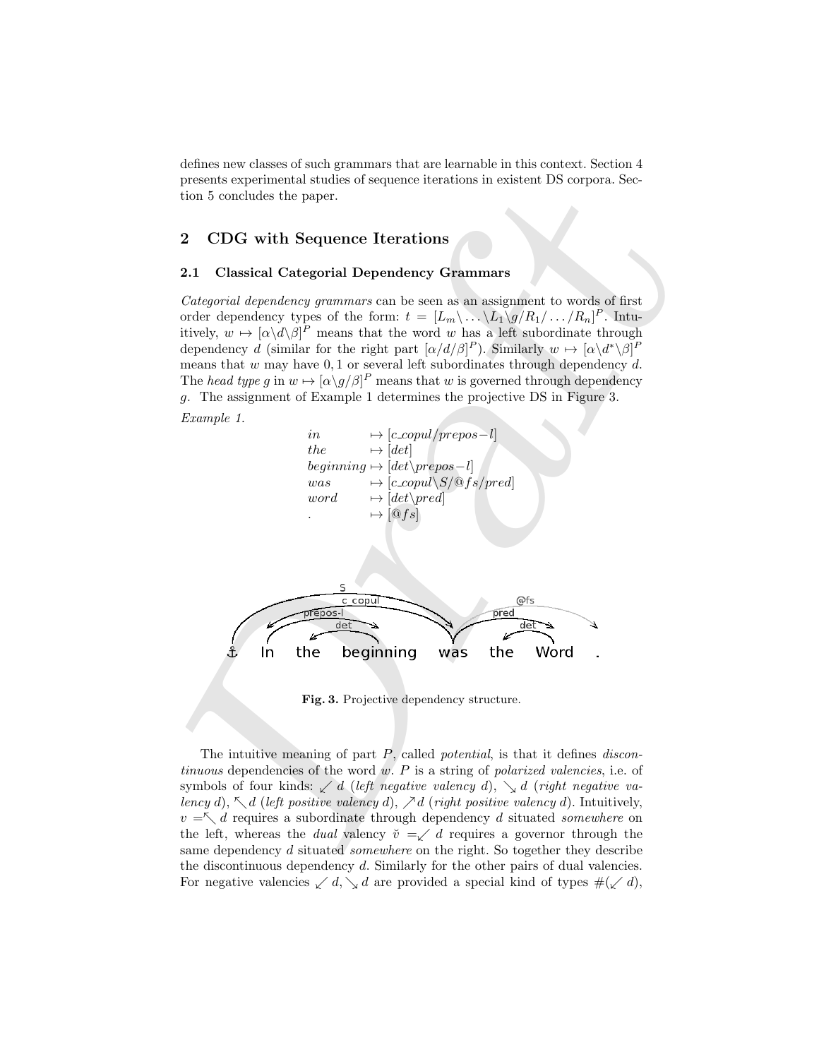defines new classes of such grammars that are learnable in this context. Section 4 presents experimental studies of sequence iterations in existent DS corpora. Section 5 concludes the paper.

## 2 CDG with Sequence Iterations

### 2.1 Classical Categorial Dependency Grammars

*Categorial dependency grammars* can be seen as an assignment to words of first order dependency types of the form: $t = [L_m\backslash \ldots \backslash L_1\backslash g/R_1/\ldots/R_n]^P$. Intuitively, $w \mapsto [\alpha\backslash d\backslash\beta]^P$ means that the word $w$ has a left subordinate through dependency $d$ (similar for the right part $[\alpha/d/\beta]^P$). Similarly $w \mapsto [\alpha\backslash d^*\backslash\beta]^P$ means that $w$ may have $0, 1$ or several left subordinates through dependency $d$. The *head type* $g$ in $w \mapsto [\alpha\backslash g/\beta]^P$ means that $w$ is governed through dependency $g$. The assignment of Example 1 determines the projective DS in Figure 3.

*Example 1.*

$$
\begin{array}{ll}
in & \mapsto [c\_copul/prepos{-}l] \\
the & \mapsto [det] \\
beginning & \mapsto [det\backslash prepos{-}l] \\
was & \mapsto [c\_copul\backslash S/@fs/pred] \\
word & \mapsto [det\backslash pred] \\
. & \mapsto [@fs]
\end{array}
$$

**Fig. 3.** Projective dependency structure.

The intuitive meaning of part $P$, called *potential*, is that it defines *discontinuous* dependencies of the word $w$. $P$ is a string of *polarized valencies*, i.e. of symbols of four kinds: $\swarrow d$ (*left negative valency* $d$), $\searrow d$ (*right negative valency* $d$), $\nwarrow d$ (*left positive valency* $d$), $\nearrow d$ (*right positive valency* $d$). Intuitively, $v = \nwarrow d$ requires a subordinate through dependency $d$ situated *somewhere* on the left, whereas the *dual* valency $\breve{v} = \swarrow d$ requires a governor through the same dependency $d$ situated *somewhere* on the right. So together they describe the discontinuous dependency $d$. Similarly for the other pairs of dual valencies. For negative valencies $\swarrow d, \searrow d$ are provided a special kind of types $\#(\swarrow d)$,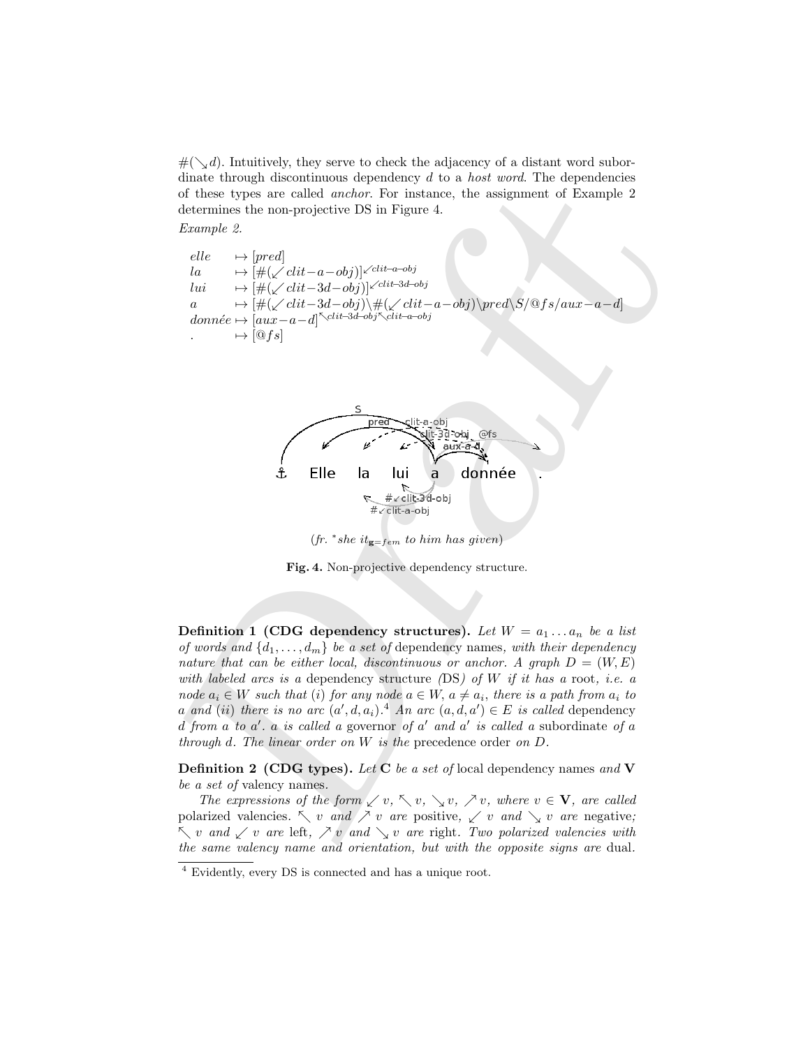$\#(\searrow d)$. Intuitively, they serve to check the adjacency of a distant word subordinate through discontinuous dependency $d$ to a *host word*. The dependencies of these types are called *anchor*. For instance, the assignment of Example 2 determines the non-projective DS in Figure 4.

*Example 2.*

$$
\begin{array}{ll}
elle & \mapsto [pred] \\
la & \mapsto [\#(\swarrow clit\!-\!a\!-\!obj)]^{\swarrow clit-a-obj} \\
lui & \mapsto [\#(\swarrow clit\!-\!3d\!-\!obj)]^{\swarrow clit-3d-obj} \\
a & \mapsto [\#(\swarrow clit\!-\!3d\!-\!obj)\backslash\#(\swarrow clit\!-\!a\!-\!obj)\backslash pred\backslash S/@fs/aux\!-\!a\!-\!d] \\
donn\acute{e}e & \mapsto [aux\!-\!a\!-\!d]^{\nwarrow clit-3d-obj \nwarrow clit-a-obj} \\
. & \mapsto [@fs]
\end{array}
$$

(*fr.* \**she it*$_{\mathbf{g}=fem}$ *to him has given*)

**Fig. 4.** Non-projective dependency structure.

**Definition 1 (CDG dependency structures).** *Let $W = a_1 \dots a_n$ be a list of words and $\{d_1, \dots, d_m\}$ be a set of* dependency names*, with their dependency nature that can be either local, discontinuous or anchor. A graph $D = (W, E)$ with labeled arcs is a* dependency structure *(*DS*) of $W$ if it has a* root*, i.e. a node $a_i \in W$ such that (i) for any node $a \in W$, $a \neq a_i$, there is a path from $a_i$ to $a$ and (ii) there is no arc $(a', d, a_i)$.*[4] *An arc $(a, d, a') \in E$ is called* dependency *$d$ from $a$ to $a'$. $a$ is called a* governor *of $a'$ and $a'$ is called a* subordinate *of $a$ through $d$. The linear order on $W$ is the* precedence order *on $D$.*

**Definition 2 (CDG types).** *Let* $\mathbf{C}$ *be a set of* local dependency names *and* $\mathbf{V}$ *be a set of* valency names*.*

*The expressions of the form $\swarrow v$, $\nwarrow v$, $\searrow v$, $\nearrow v$, where $v \in \mathbf{V}$, are called* polarized valencies*. $\nwarrow v$ and $\nearrow v$ are* positive*, $\swarrow v$ and $\searrow v$ are* negative*; $\nwarrow v$ and $\swarrow v$ are* left*, $\nearrow v$ and $\searrow v$ are* right*. Two polarized valencies with the same valency name and orientation, but with the opposite signs are* dual*.*

[4] Evidently, every DS is connected and has a unique root.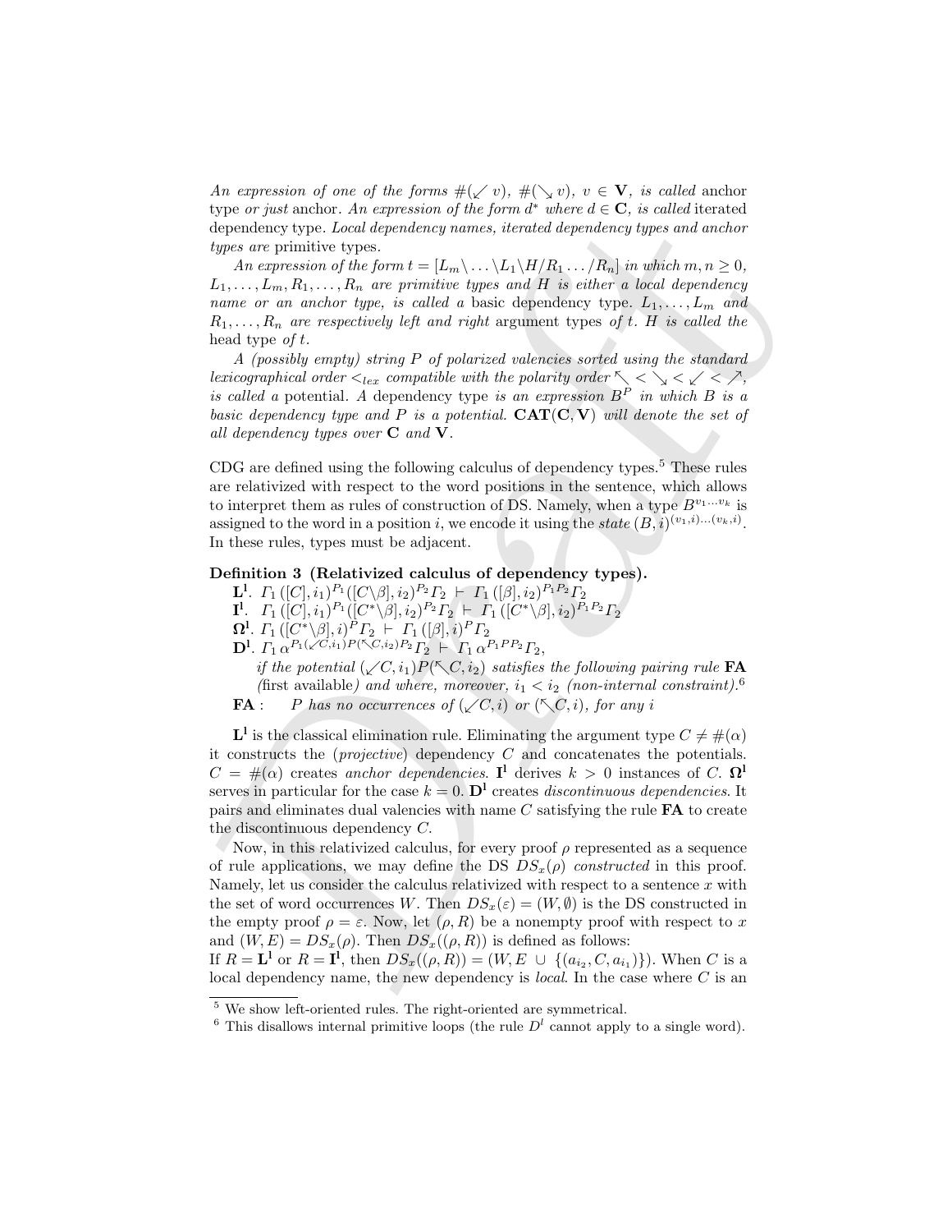*An expression of one of the forms* $\#(\swarrow v)$, $\#(\searrow v)$, $v \in \mathbf{V}$, *is called* anchor type *or just* anchor. *An expression of the form* $d^*$ *where* $d \in \mathbf{C}$, *is called* iterated dependency type. *Local dependency names, iterated dependency types and anchor types are* primitive types.

*An expression of the form* $t = [L_m\backslash \ldots \backslash L_1\backslash H/R_1 \ldots /R_n]$ *in which* $m, n \geq 0$, $L_1, \ldots, L_m, R_1, \ldots, R_n$ *are primitive types and* $H$ *is either a local dependency name or an anchor type, is called a* basic dependency type. $L_1, \ldots, L_m$ *and* $R_1, \ldots, R_n$ *are respectively left and right* argument types *of* $t$. $H$ *is called the* head type *of* $t$.

*A (possibly empty) string* $P$ *of polarized valencies sorted using the standard lexicographical order* $<_{lex}$ *compatible with the polarity order* $\nwarrow < \searrow < \swarrow < \nearrow$, *is called a* potential. *A* dependency type *is an expression* $B^P$ *in which* $B$ *is a basic dependency type and* $P$ *is a potential.* $\mathbf{CAT}(\mathbf{C}, \mathbf{V})$ *will denote the set of all dependency types over* $\mathbf{C}$ *and* $\mathbf{V}$.

CDG are defined using the following calculus of dependency types.[5] These rules are relativized with respect to the word positions in the sentence, which allows to interpret them as rules of construction of DS. Namely, when a type $B^{v_1 \ldots v_k}$ is assigned to the word in a position $i$, we encode it using the *state* $(B, i)^{(v_1,i)\ldots(v_k,i)}$. In these rules, types must be adjacent.

**Definition 3 (Relativized calculus of dependency types).**

$\mathbf{L^l}$. $\Gamma_1\,([C], i_1)^{P_1}([C\backslash\beta], i_2)^{P_2}\Gamma_2 \;\vdash\; \Gamma_1\,([\beta], i_2)^{P_1P_2}\Gamma_2$

$\mathbf{I^l}$. $\Gamma_1\,([C], i_1)^{P_1}([C^*\backslash\beta], i_2)^{P_2}\Gamma_2 \;\vdash\; \Gamma_1\,([C^*\backslash\beta], i_2)^{P_1P_2}\Gamma_2$

$\mathbf{\Omega^l}$. $\Gamma_1\,([C^*\backslash\beta], i)^{P}\Gamma_2 \;\vdash\; \Gamma_1\,([\beta], i)^{P}\Gamma_2$

$\mathbf{D^l}$. $\Gamma_1\,\alpha^{P_1(\swarrow C, i_1)P(\nwarrow C, i_2)P_2}\Gamma_2 \;\vdash\; \Gamma_1\,\alpha^{P_1PP_2}\Gamma_2$,

*if the potential* $(\swarrow C, i_1)P(\nwarrow C, i_2)$ *satisfies the following pairing rule* **FA** *(*first available*) and where, moreover,* $i_1 < i_2$ *(non-internal constraint).*[6]

**FA** : *P has no occurrences of* $(\swarrow C, i)$ *or* $(\nwarrow C, i)$, *for any* $i$

$\mathbf{L^l}$ is the classical elimination rule. Eliminating the argument type $C \neq \#(\alpha)$ it constructs the (*projective*) dependency $C$ and concatenates the potentials. $C = \#(\alpha)$ creates *anchor dependencies*. $\mathbf{I^l}$ derives $k > 0$ instances of $C$. $\mathbf{\Omega^l}$ serves in particular for the case $k = 0$. $\mathbf{D^l}$ creates *discontinuous dependencies*. It pairs and eliminates dual valencies with name $C$ satisfying the rule **FA** to create the discontinuous dependency $C$.

Now, in this relativized calculus, for every proof $\rho$ represented as a sequence of rule applications, we may define the DS $DS_x(\rho)$ *constructed* in this proof. Namely, let us consider the calculus relativized with respect to a sentence $x$ with the set of word occurrences $W$. Then $DS_x(\varepsilon) = (W, \emptyset)$ is the DS constructed in the empty proof $\rho = \varepsilon$. Now, let $(\rho, R)$ be a nonempty proof with respect to $x$ and $(W, E) = DS_x(\rho)$. Then $DS_x((\rho, R))$ is defined as follows:
If $R = \mathbf{L^l}$ or $R = \mathbf{I^l}$, then $DS_x((\rho, R)) = (W, E \;\cup\; \{(a_{i_2}, C, a_{i_1})\})$. When $C$ is a local dependency name, the new dependency is *local*. In the case where $C$ is an

---

[5] We show left-oriented rules. The right-oriented are symmetrical.

[6] This disallows internal primitive loops (the rule $D^l$ cannot apply to a single word).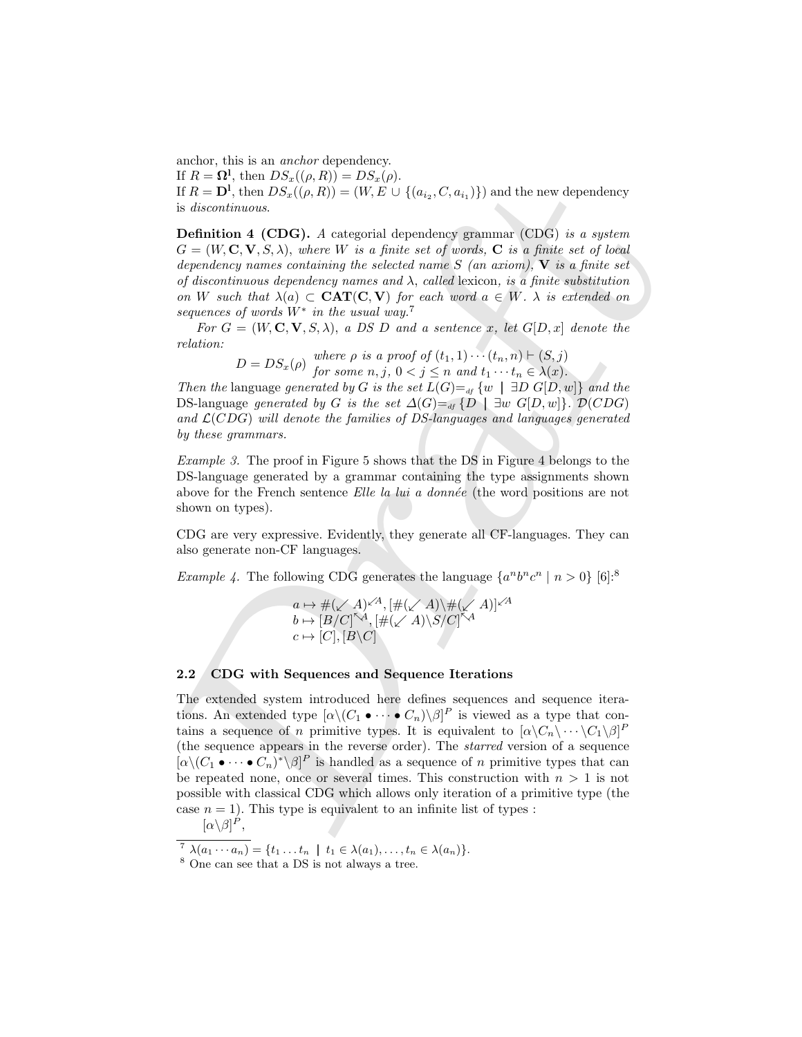anchor, this is an *anchor* dependency.
If $R = \mathbf{\Omega^l}$, then $DS_x((\rho, R)) = DS_x(\rho)$.
If $R = \mathbf{D^l}$, then $DS_x((\rho, R)) = (W, E \cup \{(a_{i_2}, C, a_{i_1})\})$ and the new dependency is *discontinuous*.

**Definition 4 (CDG).** *A categorial dependency grammar (CDG) is a system $G = (W, \mathbf{C}, \mathbf{V}, S, \lambda)$, where $W$ is a finite set of words, $\mathbf{C}$ is a finite set of local dependency names containing the selected name $S$ (an axiom), $\mathbf{V}$ is a finite set of discontinuous dependency names and $\lambda$, called* lexicon*, is a finite substitution on $W$ such that $\lambda(a) \subset \mathbf{CAT}(\mathbf{C}, \mathbf{V})$ for each word $a \in W$. $\lambda$ is extended on sequences of words $W^*$ in the usual way.*[7]

*For $G = (W, \mathbf{C}, \mathbf{V}, S, \lambda)$, a DS $D$ and a sentence $x$, let $G[D, x]$ denote the relation:*

$$D = DS_x(\rho) \quad \begin{array}{l} \text{where } \rho \text{ is a proof of } (t_1, 1) \cdots (t_n, n) \vdash (S, j) \\ \text{for some } n, j,\ 0 < j \leq n \text{ and } t_1 \cdots t_n \in \lambda(x). \end{array}$$

*Then the* language *generated by $G$ is the set $L(G) =_{df} \{w \mid \exists D\ G[D, w]\}$ and the* DS-language *generated by $G$ is the set $\Delta(G) =_{df} \{D \mid \exists w\ G[D, w]\}$. $\mathcal{D}(CDG)$ and $\mathcal{L}(CDG)$ will denote the families of DS-languages and languages generated by these grammars.*

*Example 3.* The proof in Figure 5 shows that the DS in Figure 4 belongs to the DS-language generated by a grammar containing the type assignments shown above for the French sentence *Elle la lui a donnée* (the word positions are not shown on types).

CDG are very expressive. Evidently, they generate all CF-languages. They can also generate non-CF languages.

*Example 4.* The following CDG generates the language $\{a^n b^n c^n \mid n > 0\}$ [6]:[8]

$$\begin{array}{l} a \mapsto \#(\swarrow A)^{\swarrow A}, [\#(\swarrow A)\backslash\#(\swarrow A)]^{\swarrow A} \\ b \mapsto [B/C]^{\nwarrow A}, [\#(\swarrow A)\backslash S/C]^{\nwarrow A} \\ c \mapsto [C], [B\backslash C] \end{array}$$

### 2.2 CDG with Sequences and Sequence Iterations

The extended system introduced here defines sequences and sequence iterations. An extended type $[\alpha\backslash(C_1 \bullet \cdots \bullet C_n)\backslash\beta]^P$ is viewed as a type that contains a sequence of $n$ primitive types. It is equivalent to $[\alpha\backslash C_n\backslash \cdots \backslash C_1\backslash\beta]^P$ (the sequence appears in the reverse order). The *starred* version of a sequence $[\alpha\backslash(C_1 \bullet \cdots \bullet C_n)^*\backslash\beta]^P$ is handled as a sequence of $n$ primitive types that can be repeated none, once or several times. This construction with $n > 1$ is not possible with classical CDG which allows only iteration of a primitive type (the case $n = 1$). This type is equivalent to an infinite list of types :

$[\alpha\backslash\beta]^P$,

[7] $\lambda(a_1 \cdots a_n) = \{t_1 \ldots t_n \mid t_1 \in \lambda(a_1), \ldots, t_n \in \lambda(a_n)\}$.

[8] One can see that a DS is not always a tree.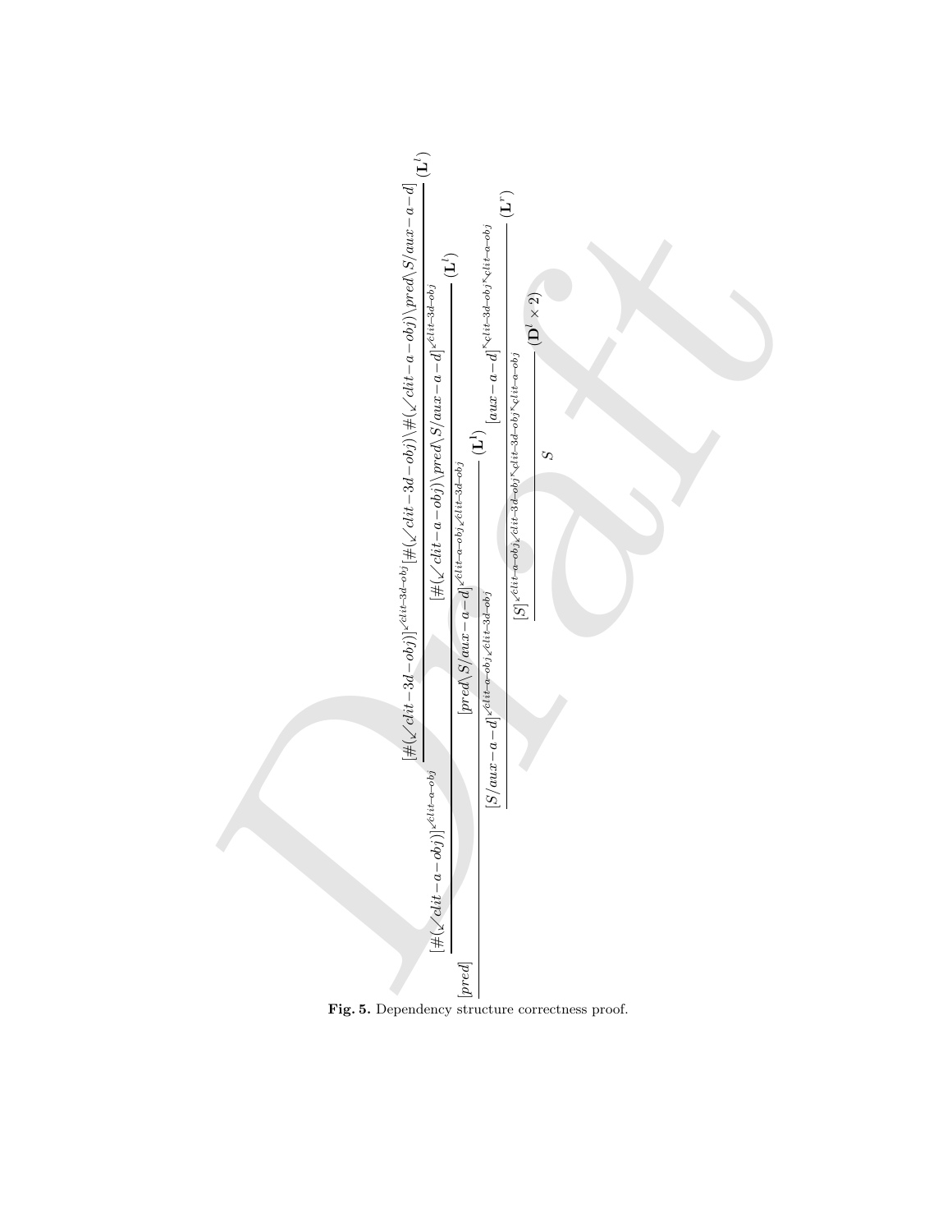$$
\dfrac{[pred] \quad \dfrac{[\#(\swarrow clit\!-\!a\!-\!obj)]^{\swarrow clit-a-obj} \quad \dfrac{[\#(\swarrow clit\!-\!3d\!-\!obj)]^{\swarrow clit-3d-obj} [\#(\swarrow clit\!-\!3d\!-\!obj)\backslash\#(\swarrow clit\!-\!a\!-\!obj)\backslash pred\backslash S/aux\!-\!a\!-\!d]}{[\#(\swarrow clit\!-\!a\!-\!obj)\backslash pred\backslash S/aux\!-\!a\!-\!d]^{\swarrow clit-3d-obj}}(\mathbf{L}^{l})}{[pred\backslash S/aux\!-\!a\!-\!d]^{\swarrow clit-a-obj \swarrow clit-3d-obj}}(\mathbf{L}^{l})}{\dfrac{[S/aux\!-\!a\!-\!d]^{\swarrow clit-a-obj \swarrow clit-3d-obj} \quad [aux\!-\!a\!-\!d]^{\nwarrow clit-3d-obj \nwarrow clit-a-obj}}{\dfrac{[S]^{\swarrow clit-a-obj \swarrow clit-3d-obj \nwarrow clit-3d-obj \nwarrow clit-a-obj}}{S}(\mathbf{D}^{l}\times 2)}(\mathbf{L}^{r})}(\mathbf{L}^{l})
$$

**Fig. 5.** Dependency structure correctness proof.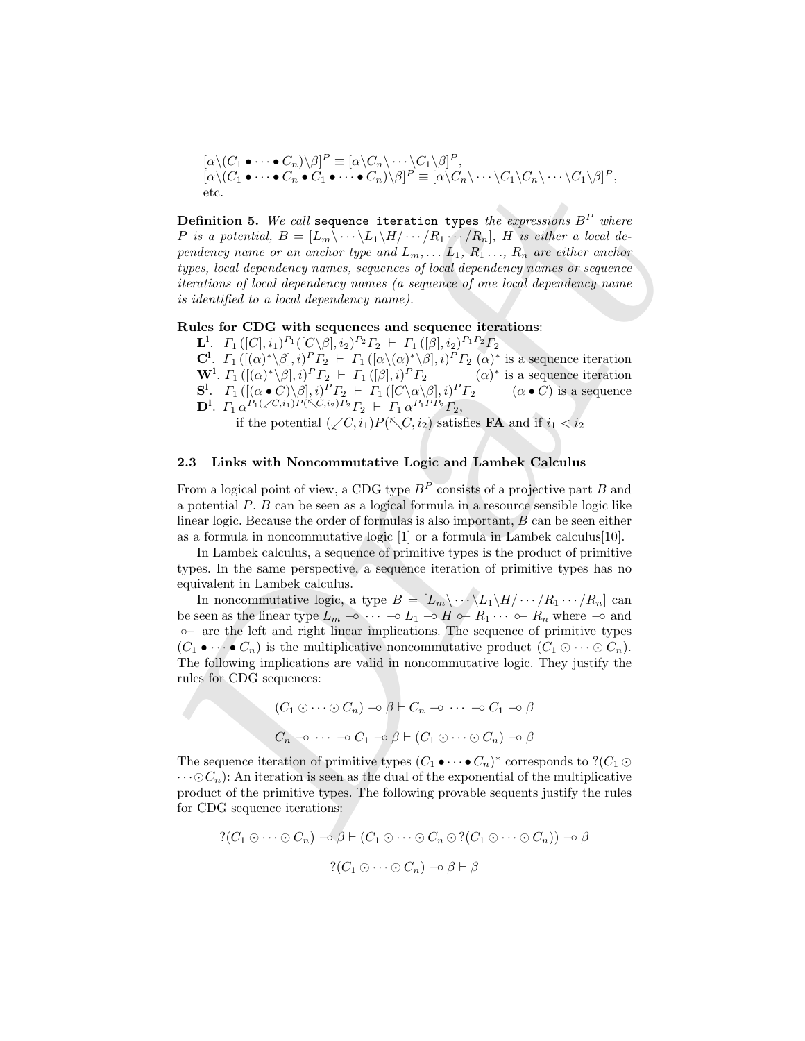$[\alpha\backslash(C_1 \bullet \cdots \bullet C_n)\backslash\beta]^P \equiv [\alpha\backslash C_n\backslash \cdots \backslash C_1\backslash\beta]^P$,
$[\alpha\backslash(C_1 \bullet \cdots \bullet C_n \bullet C_1 \bullet \cdots \bullet C_n)\backslash\beta]^P \equiv [\alpha\backslash C_n\backslash \cdots \backslash C_1\backslash C_n\backslash \cdots \backslash C_1\backslash\beta]^P$,
etc.

**Definition 5.** *We call* `sequence iteration types` *the expressions* $B^P$ *where* $P$ *is a potential,* $B = [L_m\backslash \cdots \backslash L_1\backslash H/ \cdots /R_1 \cdots /R_n]$*,* $H$ *is either a local dependency name or an anchor type and* $L_m, \ldots L_1, R_1 \ldots, R_n$ *are either anchor types, local dependency names, sequences of local dependency names or sequence iterations of local dependency names (a sequence of one local dependency name is identified to a local dependency name).*

**Rules for CDG with sequences and sequence iterations**:

**L^l**. $\Gamma_1\,([C], i_1)^{P_1}([C\backslash\beta], i_2)^{P_2}\Gamma_2 \;\vdash\; \Gamma_1\,([\beta], i_2)^{P_1 P_2}\Gamma_2$

**C^l**. $\Gamma_1\,([(\alpha)^*\backslash\beta], i)^P\Gamma_2 \;\vdash\; \Gamma_1\,([\alpha\backslash(\alpha)^*\backslash\beta], i)^P\Gamma_2$ $(\alpha)^*$ is a sequence iteration

**W^l**. $\Gamma_1\,([(\alpha)^*\backslash\beta], i)^P\Gamma_2 \;\vdash\; \Gamma_1\,([\beta], i)^P\Gamma_2$ $(\alpha)^*$ is a sequence iteration

**S^l**. $\Gamma_1\,([(\alpha \bullet C)\backslash\beta], i)^P\Gamma_2 \;\vdash\; \Gamma_1\,([C\backslash\alpha\backslash\beta], i)^P\Gamma_2$ $(\alpha \bullet C)$ is a sequence

**D^l**. $\Gamma_1\,\alpha^{P_1(\swarrow C, i_1)P(\nwarrow C, i_2)P_2}\Gamma_2 \;\vdash\; \Gamma_1\,\alpha^{P_1 P P_2}\Gamma_2$,
if the potential $(\swarrow C, i_1)P(\nwarrow C, i_2)$ satisfies **FA** and if $i_1 < i_2$

### 2.3 Links with Noncommutative Logic and Lambek Calculus

From a logical point of view, a CDG type $B^P$ consists of a projective part $B$ and a potential $P$. $B$ can be seen as a logical formula in a resource sensible logic like linear logic. Because the order of formulas is also important, $B$ can be seen either as a formula in noncommutative logic [1] or a formula in Lambek calculus[10].

In Lambek calculus, a sequence of primitive types is the product of primitive types. In the same perspective, a sequence iteration of primitive types has no equivalent in Lambek calculus.

In noncommutative logic, a type $B = [L_m\backslash \cdots \backslash L_1\backslash H/ \cdots /R_1 \cdots /R_n]$ can be seen as the linear type $L_m \multimap \cdots \multimap L_1 \multimap H \multimapinv R_1 \cdots \multimapinv R_n$ where $\multimap$ and $\multimapinv$ are the left and right linear implications. The sequence of primitive types $(C_1 \bullet \cdots \bullet C_n)$ is the multiplicative noncommutative product $(C_1 \odot \cdots \odot C_n)$. The following implications are valid in noncommutative logic. They justify the rules for CDG sequences:

$$(C_1 \odot \cdots \odot C_n) \multimap \beta \vdash C_n \multimap \cdots \multimap C_1 \multimap \beta$$

$$C_n \multimap \cdots \multimap C_1 \multimap \beta \vdash (C_1 \odot \cdots \odot C_n) \multimap \beta$$

The sequence iteration of primitive types $(C_1 \bullet \cdots \bullet C_n)^*$ corresponds to $?(C_1 \odot \cdots \odot C_n)$: An iteration is seen as the dual of the exponential of the multiplicative product of the primitive types. The following provable sequents justify the rules for CDG sequence iterations:

$$?(C_1 \odot \cdots \odot C_n) \multimap \beta \vdash (C_1 \odot \cdots \odot C_n \odot ?(C_1 \odot \cdots \odot C_n)) \multimap \beta$$

$$?(C_1 \odot \cdots \odot C_n) \multimap \beta \vdash \beta$$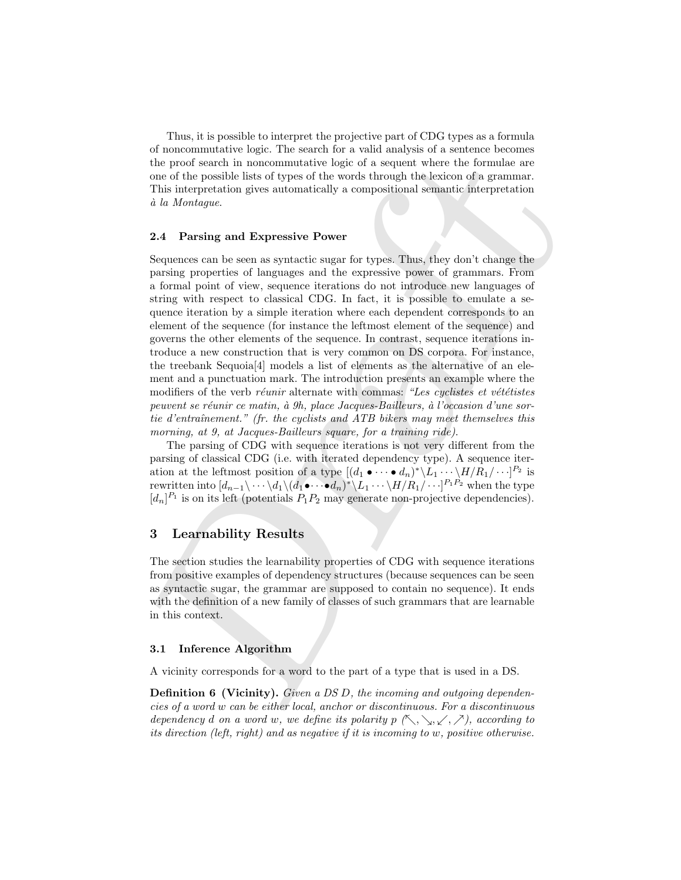Thus, it is possible to interpret the projective part of CDG types as a formula of noncommutative logic. The search for a valid analysis of a sentence becomes the proof search in noncommutative logic of a sequent where the formulae are one of the possible lists of types of the words through the lexicon of a grammar. This interpretation gives automatically a compositional semantic interpretation *à la Montague*.

### 2.4 Parsing and Expressive Power

Sequences can be seen as syntactic sugar for types. Thus, they don't change the parsing properties of languages and the expressive power of grammars. From a formal point of view, sequence iterations do not introduce new languages of string with respect to classical CDG. In fact, it is possible to emulate a sequence iteration by a simple iteration where each dependent corresponds to an element of the sequence (for instance the leftmost element of the sequence) and governs the other elements of the sequence. In contrast, sequence iterations introduce a new construction that is very common on DS corpora. For instance, the treebank Sequoia[4] models a list of elements as the alternative of an element and a punctuation mark. The introduction presents an example where the modifiers of the verb *réunir* alternate with commas: *"Les cyclistes et vététistes peuvent se réunir ce matin, à 9h, place Jacques-Bailleurs, à l'occasion d'une sortie d'entraînement." (fr. the cyclists and ATB bikers may meet themselves this morning, at 9, at Jacques-Bailleurs square, for a training ride).*

The parsing of CDG with sequence iterations is not very different from the parsing of classical CDG (i.e. with iterated dependency type). A sequence iteration at the leftmost position of a type $[(d_1 \bullet \cdots \bullet d_n)^* \backslash L_1 \cdots \backslash H / R_1 / \cdots]^{P_2}$ is rewritten into $[d_{n-1} \backslash \cdots \backslash d_1 \backslash (d_1 \bullet \cdots \bullet d_n)^* \backslash L_1 \cdots \backslash H / R_1 / \cdots]^{P_1 P_2}$ when the type $[d_n]^{P_1}$ is on its left (potentials $P_1 P_2$ may generate non-projective dependencies).

## 3 Learnability Results

The section studies the learnability properties of CDG with sequence iterations from positive examples of dependency structures (because sequences can be seen as syntactic sugar, the grammar are supposed to contain no sequence). It ends with the definition of a new family of classes of such grammars that are learnable in this context.

### 3.1 Inference Algorithm

A vicinity corresponds for a word to the part of a type that is used in a DS.

**Definition 6 (Vicinity).** *Given a DS D, the incoming and outgoing dependencies of a word w can be either local, anchor or discontinuous. For a discontinuous dependency d on a word w, we define its polarity p ($\nwarrow, \searrow, \swarrow, \nearrow$), according to its direction (left, right) and as negative if it is incoming to w, positive otherwise.*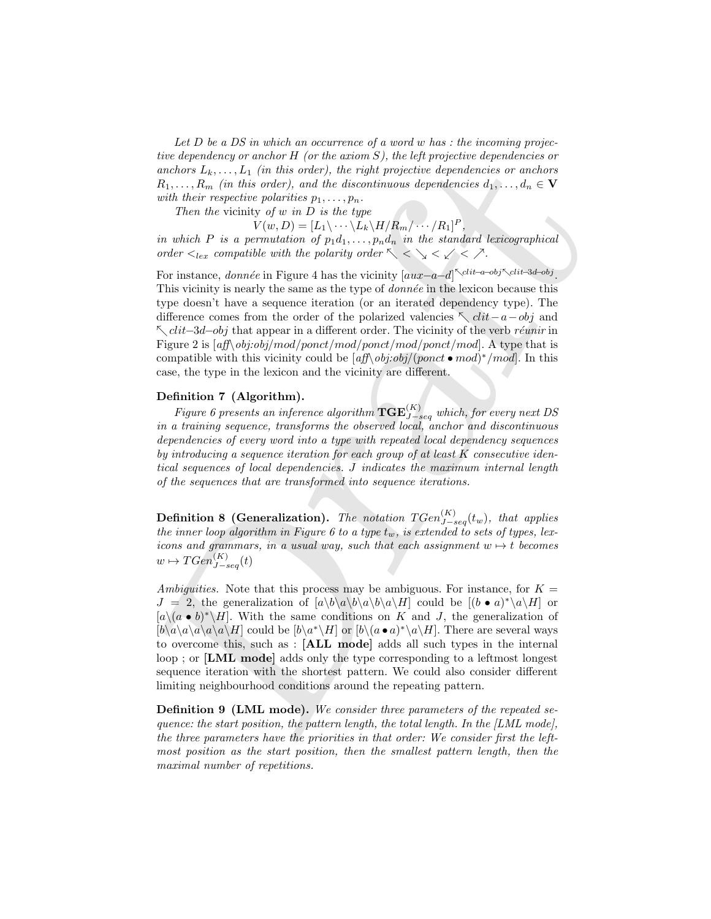*Let $D$ be a DS in which an occurrence of a word $w$ has : the incoming projective dependency or anchor $H$ (or the axiom $S$), the left projective dependencies or anchors $L_k, \ldots, L_1$ (in this order), the right projective dependencies or anchors $R_1, \ldots, R_m$ (in this order), and the discontinuous dependencies $d_1, \ldots, d_n \in \mathbf{V}$ with their respective polarities $p_1, \ldots, p_n$.*

*Then the* vicinity *of $w$ in $D$ is the type*

$$V(w, D) = [L_1\backslash \cdots \backslash L_k\backslash H/R_m/\cdots/R_1]^P,$$

*in which $P$ is a permutation of $p_1d_1, \ldots, p_nd_n$ in the standard lexicographical order $<_{lex}$ compatible with the polarity order $\nwarrow < \searrow < \swarrow < \nearrow$.*

For instance, *donnée* in Figure 4 has the vicinity $[aux\text{–}a\text{–}d]^{\nwarrow clit\text{–}a\text{–}obj \nwarrow clit\text{–}3d\text{–}obj}$. This vicinity is nearly the same as the type of *donnée* in the lexicon because this type doesn't have a sequence iteration (or an iterated dependency type). The difference comes from the order of the polarized valencies $\nwarrow clit-a-obj$ and $\nwarrow clit\text{–}3d\text{–}obj$ that appear in a different order. The vicinity of the verb *réunir* in Figure 2 is $[\mathit{aff}\backslash \mathit{obj{:}obj}/mod/ponct/mod/ponct/mod/ponct/mod]$. A type that is compatible with this vicinity could be $[\mathit{aff}\backslash \mathit{obj{:}obj}/(ponct \bullet mod)^*/mod]$. In this case, the type in the lexicon and the vicinity are different.

**Definition 7 (Algorithm).**

*Figure 6 presents an inference algorithm $\mathbf{TGE}^{(K)}_{J-seq}$ which, for every next DS in a training sequence, transforms the observed local, anchor and discontinuous dependencies of every word into a type with repeated local dependency sequences by introducing a sequence iteration for each group of at least $K$ consecutive identical sequences of local dependencies. $J$ indicates the maximum internal length of the sequences that are transformed into sequence iterations.*

**Definition 8 (Generalization).** *The notation $TGen^{(K)}_{J-seq}(t_w)$, that applies the inner loop algorithm in Figure 6 to a type $t_w$, is extended to sets of types, lexicons and grammars, in a usual way, such that each assignment $w \mapsto t$ becomes $w \mapsto TGen^{(K)}_{J-seq}(t)$*

*Ambiguities.* Note that this process may be ambiguous. For instance, for $K = J = 2$, the generalization of $[a\backslash b\backslash a\backslash b\backslash a\backslash b\backslash a\backslash H]$ could be $[(b \bullet a)^*\backslash a\backslash H]$ or $[a\backslash (a \bullet b)^*\backslash H]$. With the same conditions on $K$ and $J$, the generalization of $[b\backslash a\backslash a\backslash a\backslash a\backslash H]$ could be $[b\backslash a^*\backslash H]$ or $[b\backslash (a \bullet a)^*\backslash a\backslash H]$. There are several ways to overcome this, such as : **[ALL mode]** adds all such types in the internal loop ; or **[LML mode]** adds only the type corresponding to a leftmost longest sequence iteration with the shortest pattern. We could also consider different limiting neighbourhood conditions around the repeating pattern.

**Definition 9 (LML mode).** *We consider three parameters of the repeated sequence: the start position, the pattern length, the total length. In the [LML mode], the three parameters have the priorities in that order: We consider first the leftmost position as the start position, then the smallest pattern length, then the maximal number of repetitions.*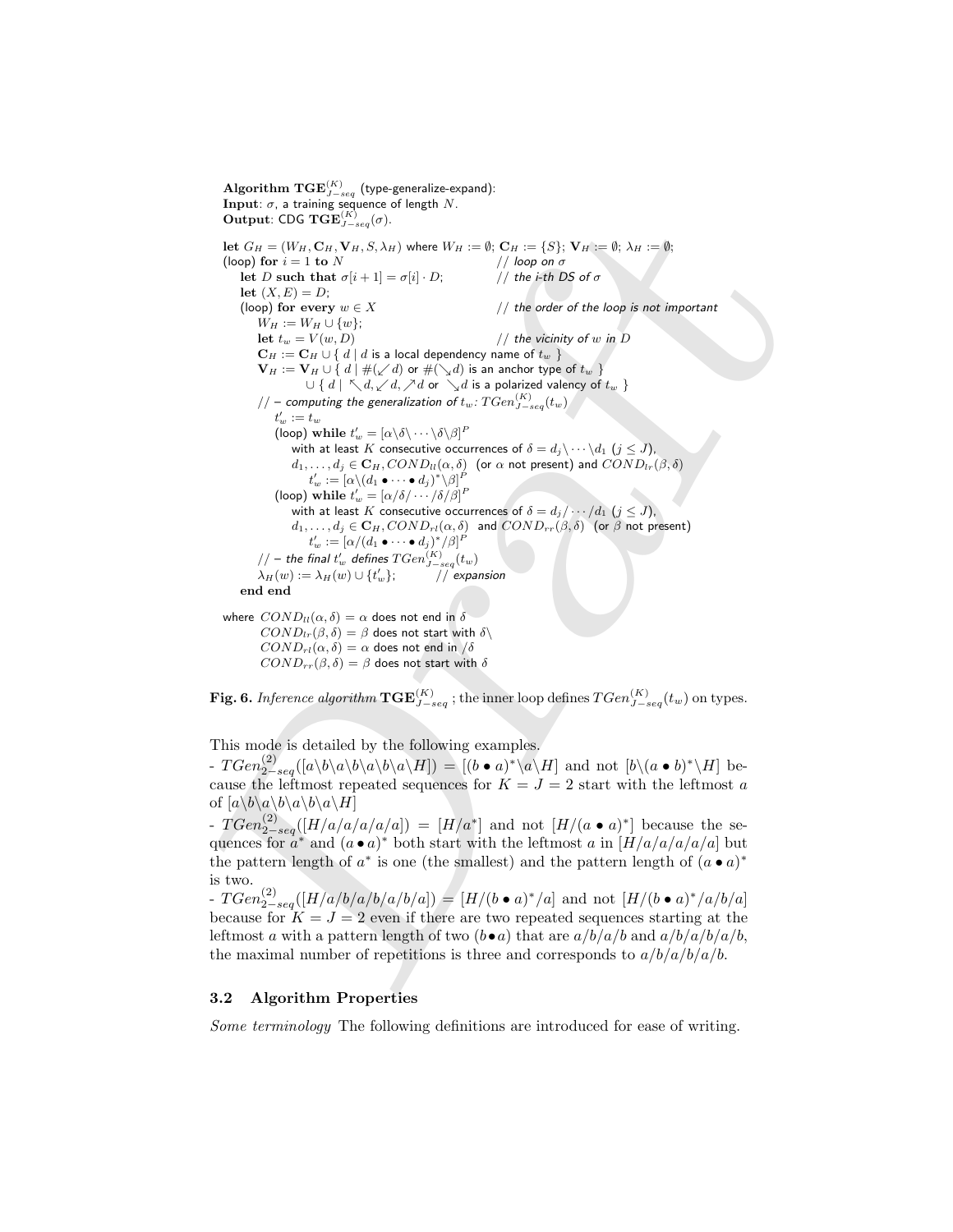**Algorithm** $\mathbf{TGE}^{(K)}_{J-seq}$ (type-generalize-expand):
**Input**: $\sigma$, a training sequence of length $N$.
**Output**: CDG $\mathbf{TGE}^{(K)}_{J-seq}(\sigma)$.

```
let G_H = (W_H, C_H, V_H, S, λ_H) where W_H := ∅; C_H := {S}; V_H := ∅; λ_H := ∅;
(loop) for i = 1 to N                                   // loop on σ
   let D such that σ[i+1] = σ[i] · D;                    // the i-th DS of σ
   let (X, E) = D;
   (loop) for every w ∈ X                                // the order of the loop is not important
      W_H := W_H ∪ {w};
      let t_w = V(w, D)                                  // the vicinity of w in D
      C_H := C_H ∪ { d | d is a local dependency name of t_w }
      V_H := V_H ∪ { d | #(↙d) or #(↘d) is an anchor type of t_w }
                 ∪ { d | ↖d, ↙d, ↗d or ↘d is a polarized valency of t_w }
      // – computing the generalization of t_w: TGen^(K)_{J-seq}(t_w)
         t'_w := t_w
         (loop) while t'_w = [α\δ\···\δ\β]^P
             with at least K consecutive occurrences of δ = d_j\···\d_1 (j ≤ J),
             d_1,...,d_j ∈ C_H, COND_ll(α,δ) (or α not present) and COND_lr(β,δ)
                t'_w := [α\(d_1 • ··· • d_j)*\β]^P
         (loop) while t'_w = [α/δ/···/δ/β]^P
             with at least K consecutive occurrences of δ = d_j/···/d_1 (j ≤ J),
             d_1,...,d_j ∈ C_H, COND_rl(α,δ) and COND_rr(β,δ) (or β not present)
                t'_w := [α/(d_1 • ··· • d_j)*/β]^P
      // – the final t'_w defines TGen^(K)_{J-seq}(t_w)
      λ_H(w) := λ_H(w) ∪ {t'_w};                          // expansion
   end end
```

where $COND_{ll}(\alpha,\delta) = \alpha$ does not end in $\delta$
$COND_{lr}(\beta,\delta) = \beta$ does not start with $\delta\backslash$
$COND_{rl}(\alpha,\delta) = \alpha$ does not end in $/\delta$
$COND_{rr}(\beta,\delta) = \beta$ does not start with $\delta$

**Fig. 6.** *Inference algorithm* $\mathbf{TGE}^{(K)}_{J-seq}$ ; the inner loop defines $TGen^{(K)}_{J-seq}(t_w)$ on types.

This mode is detailed by the following examples.

- $TGen^{(2)}_{2-seq}([a\backslash b\backslash a\backslash b\backslash a\backslash b\backslash a\backslash H]) = [(b \bullet a)^*\backslash a\backslash H]$ and not $[b\backslash(a \bullet b)^*\backslash H]$ because the leftmost repeated sequences for $K = J = 2$ start with the leftmost $a$ of $[a\backslash b\backslash a\backslash b\backslash a\backslash b\backslash a\backslash H]$
- $TGen^{(2)}_{2-seq}([H/a/a/a/a/a]) = [H/a^*]$ and not $[H/(a \bullet a)^*]$ because the sequences for $a^*$ and $(a \bullet a)^*$ both start with the leftmost $a$ in $[H/a/a/a/a/a]$ but the pattern length of $a^*$ is one (the smallest) and the pattern length of $(a \bullet a)^*$ is two.
- $TGen^{(2)}_{2-seq}([H/a/b/a/b/a/b/a]) = [H/(b \bullet a)^*/a]$ and not $[H/(b \bullet a)^*/a/b/a]$ because for $K = J = 2$ even if there are two repeated sequences starting at the leftmost $a$ with a pattern length of two ($b \bullet a$) that are $a/b/a/b$ and $a/b/a/b/a/b$, the maximal number of repetitions is three and corresponds to $a/b/a/b/a/b$.

### 3.2 Algorithm Properties

*Some terminology* The following definitions are introduced for ease of writing.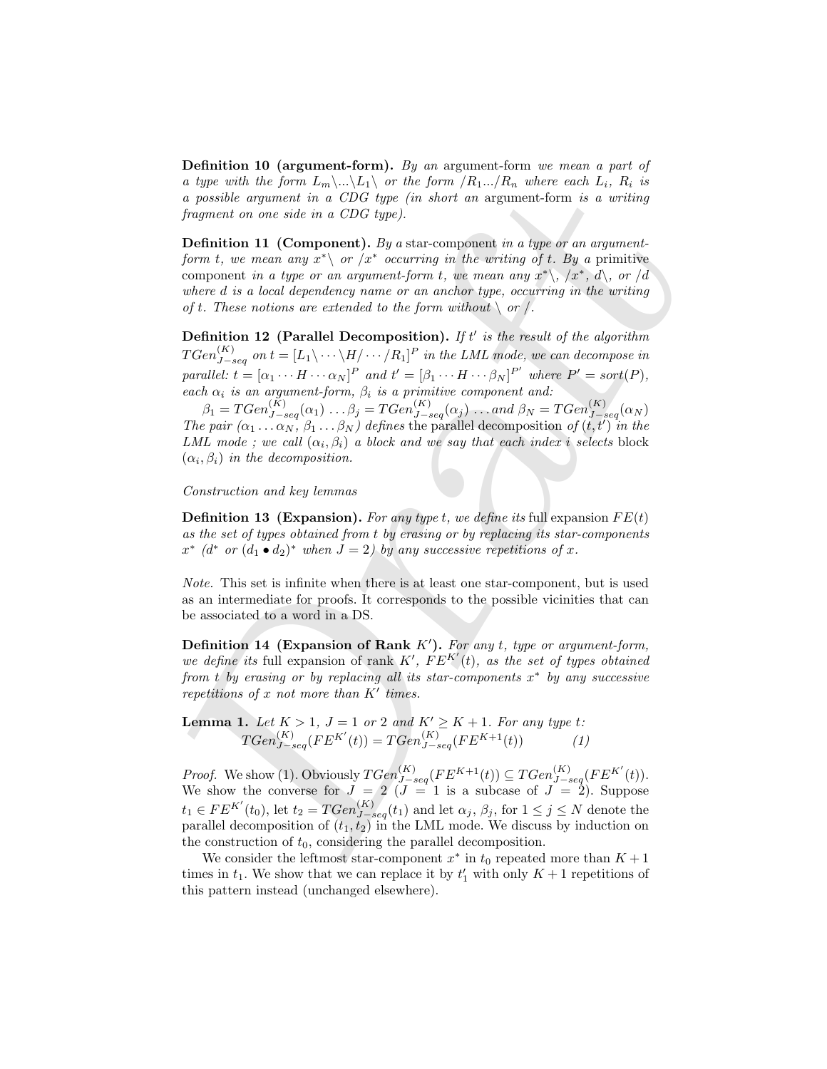**Definition 10 (argument-form).** *By an* argument-form *we mean a part of a type with the form $L_m\backslash ...\backslash L_1\backslash$ or the form $/R_1.../R_n$ where each $L_i$, $R_i$ is a possible argument in a CDG type (in short an* argument-form *is a writing fragment on one side in a CDG type).*

**Definition 11 (Component).** *By a* star-component *in a type or an argument-form $t$, we mean any $x^*\backslash$ or $/x^*$ occurring in the writing of $t$. By a* primitive component *in a type or an argument-form $t$, we mean any $x^*\backslash$, $/x^*$, $d\backslash$, or $/d$ where $d$ is a local dependency name or an anchor type, occurring in the writing of $t$. These notions are extended to the form without $\backslash$ or $/$.*

**Definition 12 (Parallel Decomposition).** *If $t'$ is the result of the algorithm $TGen^{(K)}_{J-seq}$ on $t = [L_1\backslash \cdots \backslash H/\cdots/R_1]^P$ in the LML mode, we can decompose in parallel: $t = [\alpha_1 \cdots H \cdots \alpha_N]^P$ and $t' = [\beta_1 \cdots H \cdots \beta_N]^{P'}$ where $P' = sort(P)$, each $\alpha_i$ is an argument-form, $\beta_i$ is a primitive component and:*

$\beta_1 = TGen^{(K)}_{J-seq}(\alpha_1) \ldots \beta_j = TGen^{(K)}_{J-seq}(\alpha_j) \ldots$ *and* $\beta_N = TGen^{(K)}_{J-seq}(\alpha_N)$
*The pair $(\alpha_1 \ldots \alpha_N,\ \beta_1 \ldots \beta_N)$ defines* the parallel decomposition *of $(t,t')$ in the LML mode ; we call $(\alpha_i, \beta_i)$ a block and we say that each index $i$ selects block $(\alpha_i, \beta_i)$ in the decomposition.*

*Construction and key lemmas*

**Definition 13 (Expansion).** *For any type $t$, we define its* full expansion $FE(t)$ *as the set of types obtained from $t$ by erasing or by replacing its star-components $x^*$ ($d^*$ or $(d_1 \bullet d_2)^*$ when $J = 2$) by any successive repetitions of $x$.*

*Note.* This set is infinite when there is at least one star-component, but is used as an intermediate for proofs. It corresponds to the possible vicinities that can be associated to a word in a DS.

**Definition 14 (Expansion of Rank $K'$).** *For any $t$, type or argument-form, we define its* full expansion of rank $K'$, $FE^{K'}(t)$, *as the set of types obtained from $t$ by erasing or by replacing all its star-components $x^*$ by any successive repetitions of $x$ not more than $K'$ times.*

**Lemma 1.** *Let $K > 1$, $J = 1$ or $2$ and $K' \geq K + 1$. For any type $t$:*

$$TGen^{(K)}_{J-seq}(FE^{K'}(t)) = TGen^{(K)}_{J-seq}(FE^{K+1}(t)) \qquad (1)$$

*Proof.* We show (1). Obviously $TGen^{(K)}_{J-seq}(FE^{K+1}(t)) \subseteq TGen^{(K)}_{J-seq}(FE^{K'}(t))$. We show the converse for $J = 2$ ($J = 1$ is a subcase of $J = 2$). Suppose $t_1 \in FE^{K'}(t_0)$, let $t_2 = TGen^{(K)}_{J-seq}(t_1)$ and let $\alpha_j$, $\beta_j$, for $1 \leq j \leq N$ denote the parallel decomposition of $(t_1, t_2)$ in the LML mode. We discuss by induction on the construction of $t_0$, considering the parallel decomposition.

We consider the leftmost star-component $x^*$ in $t_0$ repeated more than $K + 1$ times in $t_1$. We show that we can replace it by $t'_1$ with only $K + 1$ repetitions of this pattern instead (unchanged elsewhere).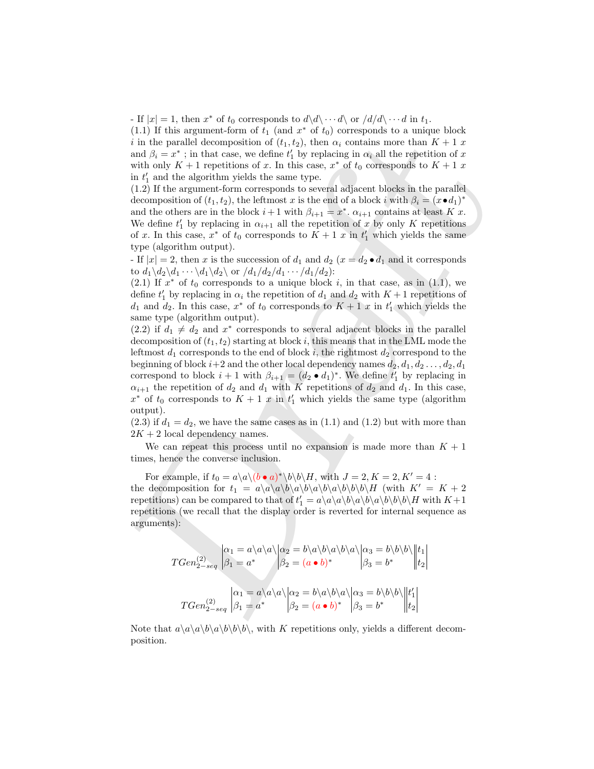- If $|x| = 1$, then $x^*$ of $t_0$ corresponds to $d\backslash d\backslash \cdots d\backslash$ or $/d/d\backslash \cdots d$ in $t_1$.
(1.1) If this argument-form of $t_1$ (and $x^*$ of $t_0$) corresponds to a unique block $i$ in the parallel decomposition of $(t_1, t_2)$, then $\alpha_i$ contains more than $K+1$ $x$ and $\beta_i = x^*$ ; in that case, we define $t_1'$ by replacing in $\alpha_i$ all the repetition of $x$ with only $K+1$ repetitions of $x$. In this case, $x^*$ of $t_0$ corresponds to $K+1$ $x$ in $t_1'$ and the algorithm yields the same type.
(1.2) If the argument-form corresponds to several adjacent blocks in the parallel decomposition of $(t_1, t_2)$, the leftmost $x$ is the end of a block $i$ with $\beta_i = (x \bullet d_1)^*$ and the others are in the block $i+1$ with $\beta_{i+1} = x^*$. $\alpha_{i+1}$ contains at least $K$ $x$. We define $t_1'$ by replacing in $\alpha_{i+1}$ all the repetition of $x$ by only $K$ repetitions of $x$. In this case, $x^*$ of $t_0$ corresponds to $K+1$ $x$ in $t_1'$ which yields the same type (algorithm output).
- If $|x| = 2$, then $x$ is the succession of $d_1$ and $d_2$ ($x = d_2 \bullet d_1$ and it corresponds to $d_1\backslash d_2\backslash d_1 \cdots \backslash d_1\backslash d_2\backslash$ or $/d_1/d_2/d_1 \cdots /d_1/d_2$):
(2.1) If $x^*$ of $t_0$ corresponds to a unique block $i$, in that case, as in (1.1), we define $t_1'$ by replacing in $\alpha_i$ the repetition of $d_1$ and $d_2$ with $K+1$ repetitions of $d_1$ and $d_2$. In this case, $x^*$ of $t_0$ corresponds to $K+1$ $x$ in $t_1'$ which yields the same type (algorithm output).
(2.2) if $d_1 \neq d_2$ and $x^*$ corresponds to several adjacent blocks in the parallel decomposition of $(t_1, t_2)$ starting at block $i$, this means that in the LML mode the leftmost $d_1$ corresponds to the end of block $i$, the rightmost $d_2$ correspond to the beginning of block $i+2$ and the other local dependency names $d_2, d_1, d_2 \ldots, d_2, d_1$ correspond to block $i+1$ with $\beta_{i+1} = (d_2 \bullet d_1)^*$. We define $t_1'$ by replacing in $\alpha_{i+1}$ the repetition of $d_2$ and $d_1$ with $K$ repetitions of $d_2$ and $d_1$. In this case, $x^*$ of $t_0$ corresponds to $K+1$ $x$ in $t_1'$ which yields the same type (algorithm output).
(2.3) if $d_1 = d_2$, we have the same cases as in (1.1) and (1.2) but with more than $2K+2$ local dependency names.

We can repeat this process until no expansion is made more than $K+1$ times, hence the converse inclusion.

For example, if $t_0 = a\backslash a\backslash (b \bullet a)^*\backslash b\backslash b\backslash H$, with $J = 2, K = 2, K' = 4$ : the decomposition for $t_1 = a\backslash a\backslash a\backslash b\backslash a\backslash b\backslash a\backslash b\backslash a\backslash b\backslash b\backslash b\backslash H$ (with $K' = K+2$ repetitions) can be compared to that of $t_1' = a\backslash a\backslash a\backslash b\backslash a\backslash b\backslash a\backslash b\backslash b\backslash b\backslash H$ with $K+1$ repetitions (we recall that the display order is reverted for internal sequence as arguments):

$$TGen^{(2)}_{2-seq} \left| \begin{matrix} \alpha_1 = a\backslash a\backslash a\backslash \\ \beta_1 = a^* \end{matrix} \right| \begin{matrix} \alpha_2 = b\backslash a\backslash b\backslash a\backslash b\backslash a\backslash \\ \beta_2 = (a \bullet b)^* \end{matrix} \left| \begin{matrix} \alpha_3 = b\backslash b\backslash b\backslash \\ \beta_3 = b^* \end{matrix} \right\| \begin{matrix} t_1 \\ t_2 \end{matrix} \right|$$

$$TGen^{(2)}_{2-seq} \left| \begin{matrix} \alpha_1 = a\backslash a\backslash a\backslash \\ \beta_1 = a^* \end{matrix} \right| \begin{matrix} \alpha_2 = b\backslash a\backslash b\backslash a\backslash \\ \beta_2 = (a \bullet b)^* \end{matrix} \left| \begin{matrix} \alpha_3 = b\backslash b\backslash b\backslash \\ \beta_3 = b^* \end{matrix} \right\| \begin{matrix} t_1' \\ t_2 \end{matrix} \right|$$

Note that $a\backslash a\backslash a\backslash b\backslash a\backslash b\backslash b\backslash b\backslash$, with $K$ repetitions only, yields a different decomposition.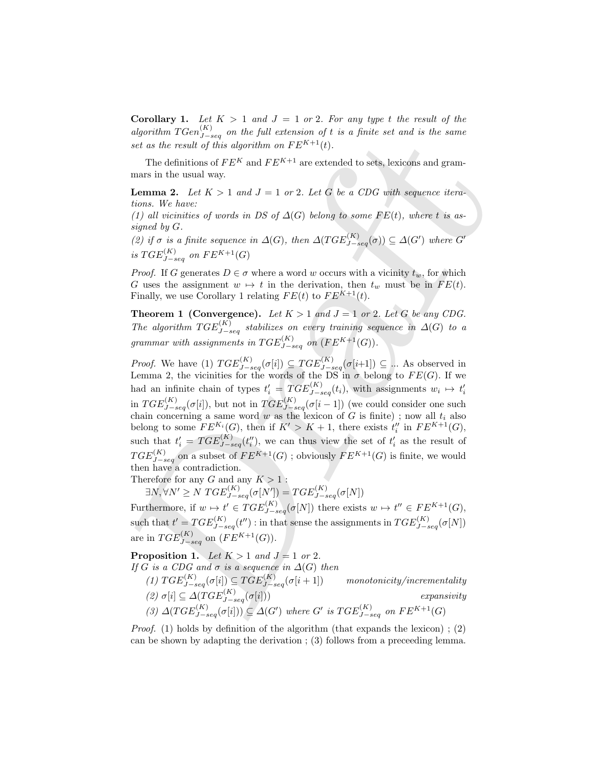**Corollary 1.** *Let $K > 1$ and $J = 1$ or $2$. For any type $t$ the result of the algorithm $TGen^{(K)}_{J-seq}$ on the full extension of $t$ is a finite set and is the same set as the result of this algorithm on $FE^{K+1}(t)$.*

The definitions of $FE^K$ and $FE^{K+1}$ are extended to sets, lexicons and grammars in the usual way.

**Lemma 2.** *Let $K > 1$ and $J = 1$ or $2$. Let $G$ be a CDG with sequence iterations. We have:*
*(1) all vicinities of words in DS of $\Delta(G)$ belong to some $FE(t)$, where $t$ is assigned by $G$.*
*(2) if $\sigma$ is a finite sequence in $\Delta(G)$, then $\Delta(TGE^{(K)}_{J-seq}(\sigma)) \subseteq \Delta(G')$ where $G'$ is $TGE^{(K)}_{J-seq}$ on $FE^{K+1}(G)$*

*Proof.* If $G$ generates $D \in \sigma$ where a word $w$ occurs with a vicinity $t_w$, for which $G$ uses the assignment $w \mapsto t$ in the derivation, then $t_w$ must be in $FE(t)$. Finally, we use Corollary 1 relating $FE(t)$ to $FE^{K+1}(t)$.

**Theorem 1 (Convergence).** *Let $K > 1$ and $J = 1$ or $2$. Let $G$ be any CDG. The algorithm $TGE^{(K)}_{J-seq}$ stabilizes on every training sequence in $\Delta(G)$ to a grammar with assignments in $TGE^{(K)}_{J-seq}$ on $(FE^{K+1}(G))$.*

*Proof.* We have (1) $TGE^{(K)}_{J-seq}(\sigma[i]) \subseteq TGE^{(K)}_{J-seq}(\sigma[i{+}1]) \subseteq ...$ As observed in Lemma 2, the vicinities for the words of the DS in $\sigma$ belong to $FE(G)$. If we had an infinite chain of types $t'_i = TGE^{(K)}_{J-seq}(t_i)$, with assignments $w_i \mapsto t'_i$ in $TGE^{(K)}_{J-seq}(\sigma[i])$, but not in $TGE^{(K)}_{J-seq}(\sigma[i-1])$ (we could consider one such chain concerning a same word $w$ as the lexicon of $G$ is finite) ; now all $t_i$ also belong to some $FE^{K_i}(G)$, then if $K' > K+1$, there exists $t''_i$ in $FE^{K+1}(G)$, such that $t'_i = TGE^{(K)}_{J-seq}(t''_i)$, we can thus view the set of $t'_i$ as the result of $TGE^{(K)}_{J-seq}$ on a subset of $FE^{K+1}(G)$ ; obviously $FE^{K+1}(G)$ is finite, we would then have a contradiction.
Therefore for any $G$ and any $K > 1$ :

$\exists N, \forall N' \geq N \; TGE^{(K)}_{J-seq}(\sigma[N']) = TGE^{(K)}_{J-seq}(\sigma[N])$

Furthermore, if $w \mapsto t' \in TGE^{(K)}_{J-seq}(\sigma[N])$ there exists $w \mapsto t'' \in FE^{K+1}(G)$, such that $t' = TGE^{(K)}_{J-seq}(t'')$ : in that sense the assignments in $TGE^{(K)}_{J-seq}(\sigma[N])$ are in $TGE^{(K)}_{J-seq}$ on $(FE^{K+1}(G))$.

**Proposition 1.** *Let $K > 1$ and $J = 1$ or $2$.*
*If $G$ is a CDG and $\sigma$ is a sequence in $\Delta(G)$ then*

*(1) $TGE^{(K)}_{J-seq}(\sigma[i]) \subseteq TGE^{(K)}_{J-seq}(\sigma[i+1])$ monotonicity/incrementality*
*(2) $\sigma[i] \subseteq \Delta(TGE^{(K)}_{J-seq}(\sigma[i]))$ expansivity*
*(3) $\Delta(TGE^{(K)}_{J-seq}(\sigma[i])) \subseteq \Delta(G')$ where $G'$ is $TGE^{(K)}_{J-seq}$ on $FE^{K+1}(G)$*

*Proof.* (1) holds by definition of the algorithm (that expands the lexicon) ; (2) can be shown by adapting the derivation ; (3) follows from a preceeding lemma.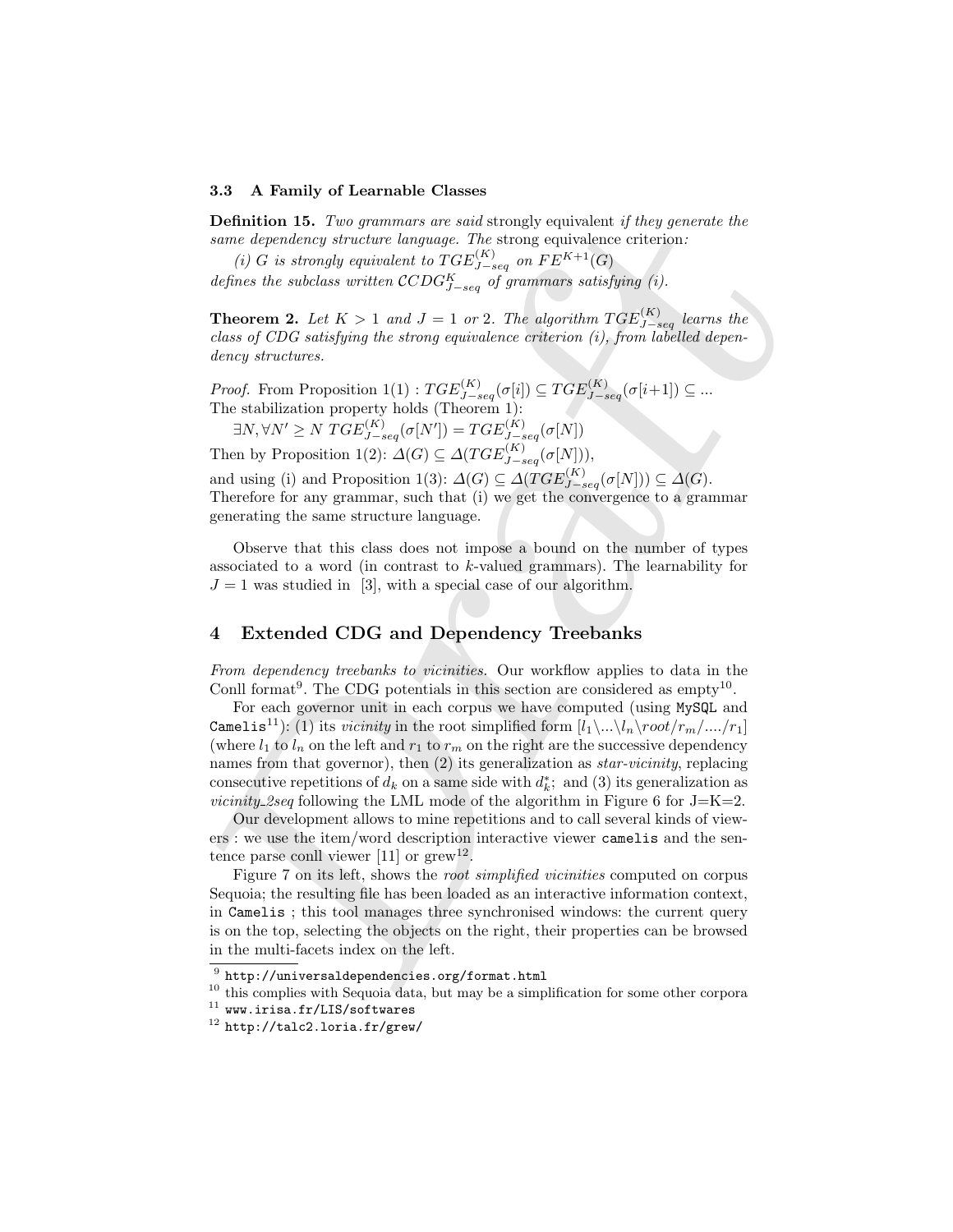### 3.3 A Family of Learnable Classes

**Definition 15.** *Two grammars are said* strongly equivalent *if they generate the same dependency structure language. The* strong equivalence criterion*:*

*(i) G is strongly equivalent to $TGE^{(K)}_{J-seq}$ on $FE^{K+1}(G)$*

*defines the subclass written $\mathcal{C}CDG^{K}_{J-seq}$ of grammars satisfying (i).*

**Theorem 2.** *Let $K > 1$ and $J = 1$ or 2. The algorithm $TGE^{(K)}_{J-seq}$ learns the class of CDG satisfying the strong equivalence criterion (i), from labelled dependency structures.*

*Proof.* From Proposition 1(1) : $TGE^{(K)}_{J-seq}(\sigma[i]) \subseteq TGE^{(K)}_{J-seq}(\sigma[i+1]) \subseteq ...$
The stabilization property holds (Theorem 1):

$\exists N, \forall N' \geq N \; TGE^{(K)}_{J-seq}(\sigma[N']) = TGE^{(K)}_{J-seq}(\sigma[N])$

Then by Proposition 1(2): $\Delta(G) \subseteq \Delta(TGE^{(K)}_{J-seq}(\sigma[N]))$,

and using (i) and Proposition 1(3): $\Delta(G) \subseteq \Delta(TGE^{(K)}_{J-seq}(\sigma[N])) \subseteq \Delta(G)$.
Therefore for any grammar, such that (i) we get the convergence to a grammar generating the same structure language.

Observe that this class does not impose a bound on the number of types associated to a word (in contrast to $k$-valued grammars). The learnability for $J = 1$ was studied in [3], with a special case of our algorithm.

## 4 Extended CDG and Dependency Treebanks

*From dependency treebanks to vicinities.* Our workflow applies to data in the Conll format[9]. The CDG potentials in this section are considered as empty[10].

For each governor unit in each corpus we have computed (using `MySQL` and `Camelis`[11]): (1) its *vicinity* in the root simplified form $[l_1\backslash...\backslash l_n\backslash root/r_m/..../r_1]$ (where $l_1$ to $l_n$ on the left and $r_1$ to $r_m$ on the right are the successive dependency names from that governor), then (2) its generalization as *star-vicinity*, replacing consecutive repetitions of $d_k$ on a same side with $d_k^*$; and (3) its generalization as *vicinity_2seq* following the LML mode of the algorithm in Figure 6 for J=K=2.

Our development allows to mine repetitions and to call several kinds of viewers : we use the item/word description interactive viewer `camelis` and the sentence parse conll viewer [11] or grew[12].

Figure 7 on its left, shows the *root simplified vicinities* computed on corpus Sequoia; the resulting file has been loaded as an interactive information context, in `Camelis` ; this tool manages three synchronised windows: the current query is on the top, selecting the objects on the right, their properties can be browsed in the multi-facets index on the left.

[9] `http://universaldependencies.org/format.html`

[10] this complies with Sequoia data, but may be a simplification for some other corpora

[11] `www.irisa.fr/LIS/softwares`

[12] `http://talc2.loria.fr/grew/`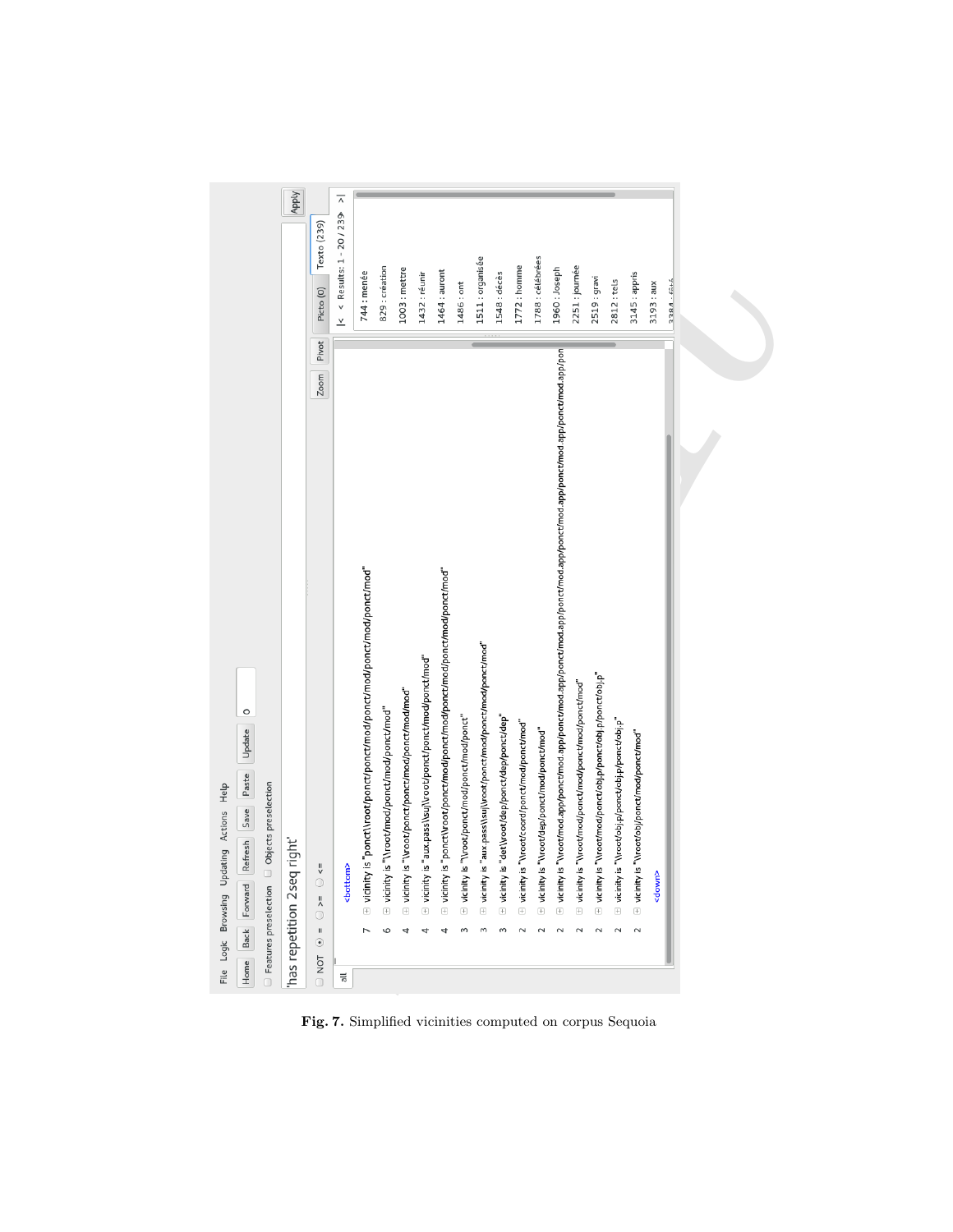File Logic Browsing Updating Actions Help

Home | Back | Forward | Refresh | Save | Paste | Update | 0

Features preselection | Objects preselection

'has repetition 2seq right'

NOT | = | >= | <=

Zoom | Pivot | Picto (0) | Texto (239)

all

<bottom>

| Count | Feature |
| --- | --- |
| 7 | vicinity is "ponct\\root/ponct/ponct/mod/ponct/mod/ponct/mod/ponct/mod" |
| 6 | vicinity is "\\root/mod/ponct/mod/ponct/mod" |
| 4 | vicinity is "\\root/ponct/ponct/mod/ponct/mod/mod" |
| 4 | vicinity is "aux.pass\\suj\\root/ponct/ponct/mod/ponct/mod" |
| 4 | vicinity is "ponct\\root/ponct/mod/ponct/mod/ponct/mod/ponct/mod/ponct/mod" |
| 3 | vicinity is "\\root/ponct/mod/ponct/mod/ponct" |
| 3 | vicinity is "aux.pass\\suj\\root/ponct/mod/ponct/mod/ponct/mod" |
| 3 | vicinity is "det\\root/dep/ponct/dep/ponct/dep" |
| 2 | vicinity is "\\root/coord/ponct/mod/ponct/mod" |
| 2 | vicinity is "\\root/dep/ponct/mod/ponct/mod" |
| 2 | vicinity is "\\root/mod.app/ponct/mod.app/ponct/mod.app/ponct/mod.app/ponct/mod.app/ponct/mod.app/ponct/mod.app/pon |
| 2 | vicinity is "\\root/mod/ponct/mod/ponct/mod/ponct/mod" |
| 2 | vicinity is "\\root/mod/ponct/obj.p/ponct/obj.p/ponct/obj.p" |
| 2 | vicinity is "\\root/obj.p/ponct/obj.p/ponct/obj.p" |
| 2 | vicinity is "\\root/obj/ponct/mod/ponct/mod" |

<down>

|< < Results: 1 - 20 / 239 > >|

- 744 : menée
- 829 : création
- 1003 : mettre
- 1432 : réunir
- 1464 : auront
- 1486 : ont
- 1511 : organisée
- 1548 : décès
- 1772 : homme
- 1788 : célébrées
- 1960 : Joseph
- 2251 : journée
- 2519 : gravi
- 2812 : tels
- 3145 : appris
- 3193 : aux

Apply

**Fig. 7.** Simplified vicinities computed on corpus Sequoia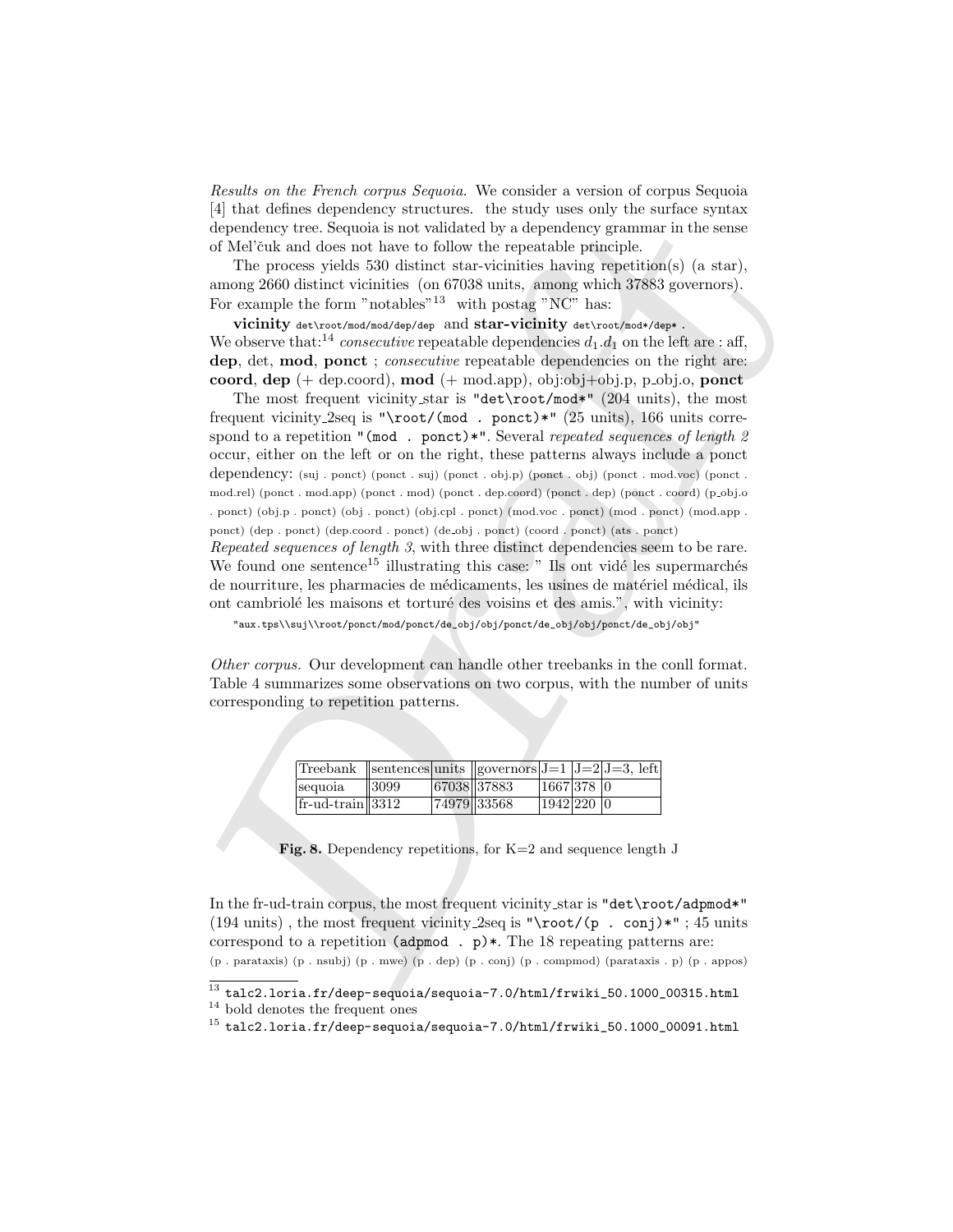*Results on the French corpus Sequoia.* We consider a version of corpus Sequoia [4] that defines dependency structures. the study uses only the surface syntax dependency tree. Sequoia is not validated by a dependency grammar in the sense of Mel'čuk and does not have to follow the repeatable principle.

The process yields 530 distinct star-vicinities having repetition(s) (a star), among 2660 distinct vicinities (on 67038 units, among which 37883 governors). For example the form "notables"[13] with postag "NC" has:

**vicinity** `det\root/mod/mod/dep/dep` and **star-vicinity** `det\root/mod*/dep*` .
We observe that:[14] *consecutive* repeatable dependencies $d_1.d_1$ on the left are : aff, **dep**, det, **mod**, **ponct** ; *consecutive* repeatable dependencies on the right are: **coord**, **dep** (+ dep.coord), **mod** (+ mod.app), obj:obj+obj.p, p_obj.o, **ponct**

The most frequent vicinity_star is `"det\root/mod*"` (204 units), the most frequent vicinity_2seq is `"\root/(mod . ponct)*"` (25 units), 166 units correspond to a repetition `"(mod . ponct)*"`. Several *repeated sequences of length 2* occur, either on the left or on the right, these patterns always include a ponct dependency: (suj . ponct) (ponct . suj) (ponct . obj.p) (ponct . obj) (ponct . mod.voc) (ponct . mod.rel) (ponct . mod.app) (ponct . mod) (ponct . dep.coord) (ponct . dep) (ponct . coord) (p_obj.o . ponct) (obj.p . ponct) (obj . ponct) (obj.cpl . ponct) (mod.voc . ponct) (mod . ponct) (mod.app . ponct) (dep . ponct) (dep.coord . ponct) (de_obj . ponct) (coord . ponct) (ats . ponct)
*Repeated sequences of length 3*, with three distinct dependencies seem to be rare. We found one sentence[15] illustrating this case: " Ils ont vidé les supermarchés de nourriture, les pharmacies de médicaments, les usines de matériel médical, ils ont cambriolé les maisons et torturé des voisins et des amis.", with vicinity:

```
"aux.tps\\suj\\root/ponct/mod/ponct/de_obj/obj/ponct/de_obj/obj/ponct/de_obj/obj"
```

*Other corpus.* Our development can handle other treebanks in the conll format. Table 4 summarizes some observations on two corpus, with the number of units corresponding to repetition patterns.

| Treebank | sentences | units | governors | J=1 | J=2 | J=3, left |
|---|---|---|---|---|---|---|
| sequoia | 3099 | 67038 | 37883 | 1667 | 378 | 0 |
| fr-ud-train | 3312 | 74979 | 33568 | 1942 | 220 | 0 |

**Fig. 8.** Dependency repetitions, for K=2 and sequence length J

In the fr-ud-train corpus, the most frequent vicinity_star is `"det\root/adpmod*"` (194 units) , the most frequent vicinity_2seq is `"\root/(p . conj)*"` ; 45 units correspond to a repetition `(adpmod . p)*`. The 18 repeating patterns are:
(p . parataxis) (p . nsubj) (p . mwe) (p . dep) (p . conj) (p . compmod) (parataxis . p) (p . appos)

---

[13] `talc2.loria.fr/deep-sequoia/sequoia-7.0/html/frwiki_50.1000_00315.html`

[14] bold denotes the frequent ones

[15] `talc2.loria.fr/deep-sequoia/sequoia-7.0/html/frwiki_50.1000_00091.html`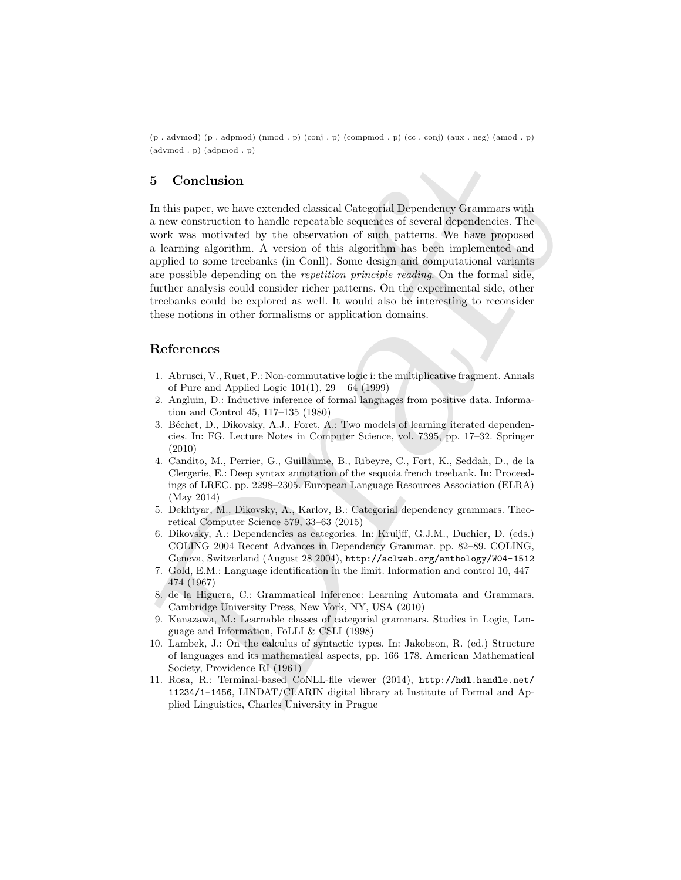(p . advmod) (p . adpmod) (nmod . p) (conj . p) (compmod . p) (cc . conj) (aux . neg) (amod . p) (advmod . p) (adpmod . p)

## 5 Conclusion

In this paper, we have extended classical Categorial Dependency Grammars with a new construction to handle repeatable sequences of several dependencies. The work was motivated by the observation of such patterns. We have proposed a learning algorithm. A version of this algorithm has been implemented and applied to some treebanks (in Conll). Some design and computational variants are possible depending on the *repetition principle reading*. On the formal side, further analysis could consider richer patterns. On the experimental side, other treebanks could be explored as well. It would also be interesting to reconsider these notions in other formalisms or application domains.

## References

1. Abrusci, V., Ruet, P.: Non-commutative logic i: the multiplicative fragment. Annals of Pure and Applied Logic 101(1), 29 – 64 (1999)
2. Angluin, D.: Inductive inference of formal languages from positive data. Information and Control 45, 117–135 (1980)
3. Béchet, D., Dikovsky, A.J., Foret, A.: Two models of learning iterated dependencies. In: FG. Lecture Notes in Computer Science, vol. 7395, pp. 17–32. Springer (2010)
4. Candito, M., Perrier, G., Guillaume, B., Ribeyre, C., Fort, K., Seddah, D., de la Clergerie, E.: Deep syntax annotation of the sequoia french treebank. In: Proceedings of LREC. pp. 2298–2305. European Language Resources Association (ELRA) (May 2014)
5. Dekhtyar, M., Dikovsky, A., Karlov, B.: Categorial dependency grammars. Theoretical Computer Science 579, 33–63 (2015)
6. Dikovsky, A.: Dependencies as categories. In: Kruijff, G.J.M., Duchier, D. (eds.) COLING 2004 Recent Advances in Dependency Grammar. pp. 82–89. COLING, Geneva, Switzerland (August 28 2004), http://aclweb.org/anthology/W04-1512
7. Gold, E.M.: Language identification in the limit. Information and control 10, 447–474 (1967)
8. de la Higuera, C.: Grammatical Inference: Learning Automata and Grammars. Cambridge University Press, New York, NY, USA (2010)
9. Kanazawa, M.: Learnable classes of categorial grammars. Studies in Logic, Language and Information, FoLLI & CSLI (1998)
10. Lambek, J.: On the calculus of syntactic types. In: Jakobson, R. (ed.) Structure of languages and its mathematical aspects, pp. 166–178. American Mathematical Society, Providence RI (1961)
11. Rosa, R.: Terminal-based CoNLL-file viewer (2014), http://hdl.handle.net/11234/1-1456, LINDAT/CLARIN digital library at Institute of Formal and Applied Linguistics, Charles University in Prague